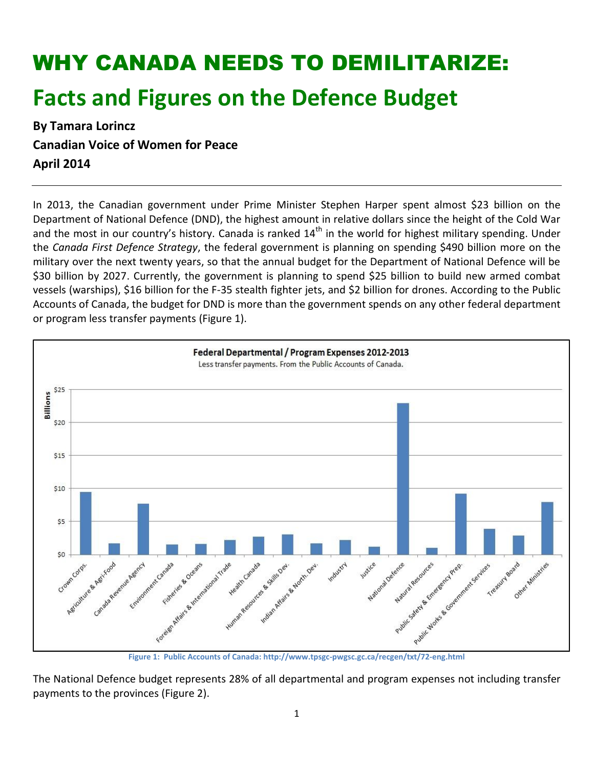# WHY CANADA NEEDS TO DEMILITARIZE:

## Facts and Figures on the Defence Budget

**By Tamara Lorincz**

**Canadian Voice of Women for Peace**

**April 2014**

---

In 2013, the Canadian government under Prime Minister Stephen Harper spent almost $23 billion on the Department of National Defence (DND), the highest amount in relative dollars since the height of the Cold War and the most in our country's history. Canada is ranked 14th in the world for highest military spending. Under the *Canada First Defence Strategy*, the federal government is planning on spending $490 billion more on the military over the next twenty years, so that the annual budget for the Department of National Defence will be $30 billion by 2027. Currently, the government is planning to spend $25 billion to build new armed combat vessels (warships), $16 billion for the F-35 stealth fighter jets, and $2 billion for drones. According to the Public Accounts of Canada, the budget for DND is more than the government spends on any other federal department or program less transfer payments (Figure 1).

**Federal Departmental / Program Expenses 2012-2013**

Less transfer payments. From the Public Accounts of Canada.

Y-axis: Billions ($0 – $25)

X-axis categories: Crown Corps., Agriculture & Agri-Food, Canada Revenue Agency, Environment Canada, Fisheries & Oceans, Foreign Affairs & International Trade, Health Canada, Human Resources & Skills Dev., Indian Affairs & North. Dev., Industry, Justice, National Defence, Natural Resources, Public Safety & Emergency Prep., Public Works & Government Services, Treasury Board, Other Ministries

**Figure 1: Public Accounts of Canada: http://www.tpsgc-pwgsc.gc.ca/recgen/txt/72-eng.html**

The National Defence budget represents 28% of all departmental and program expenses not including transfer payments to the provinces (Figure 2).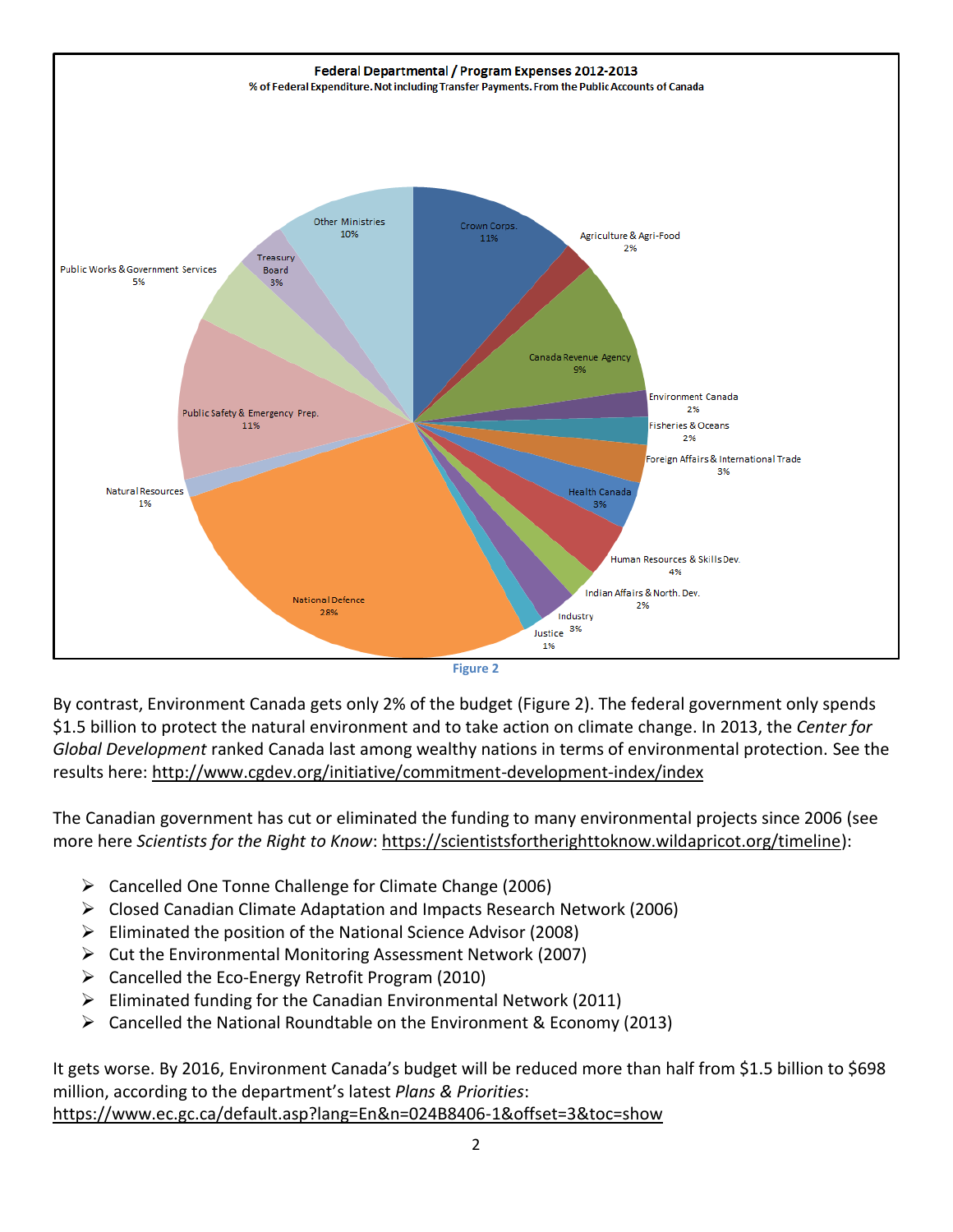**Federal Departmental / Program Expenses 2012-2013**
% of Federal Expenditure. Not including Transfer Payments. From the Public Accounts of Canada

| Department / Program | % |
|---|---|
| Crown Corps. | 11% |
| Agriculture & Agri-Food | 2% |
| Canada Revenue Agency | 9% |
| Environment Canada | 2% |
| Fisheries & Oceans | 2% |
| Foreign Affairs & International Trade | 3% |
| Health Canada | 3% |
| Human Resources & Skills Dev. | 4% |
| Indian Affairs & North. Dev. | 2% |
| Industry | 3% |
| Justice | 1% |
| National Defence | 28% |
| Natural Resources | 1% |
| Public Safety & Emergency Prep. | 11% |
| Public Works & Government Services | 5% |
| Treasury Board | 3% |
| Other Ministries | 10% |

Figure 2

By contrast, Environment Canada gets only 2% of the budget (Figure 2). The federal government only spends $1.5 billion to protect the natural environment and to take action on climate change. In 2013, the *Center for Global Development* ranked Canada last among wealthy nations in terms of environmental protection. See the results here: http://www.cgdev.org/initiative/commitment-development-index/index

The Canadian government has cut or eliminated the funding to many environmental projects since 2006 (see more here *Scientists for the Right to Know*: https://scientistsfortherighttoknow.wildapricot.org/timeline):

- Cancelled One Tonne Challenge for Climate Change (2006)
- Closed Canadian Climate Adaptation and Impacts Research Network (2006)
- Eliminated the position of the National Science Advisor (2008)
- Cut the Environmental Monitoring Assessment Network (2007)
- Cancelled the Eco-Energy Retrofit Program (2010)
- Eliminated funding for the Canadian Environmental Network (2011)
- Cancelled the National Roundtable on the Environment & Economy (2013)

It gets worse. By 2016, Environment Canada's budget will be reduced more than half from $1.5 billion to $698 million, according to the department's latest *Plans & Priorities*: https://www.ec.gc.ca/default.asp?lang=En&n=024B8406-1&offset=3&toc=show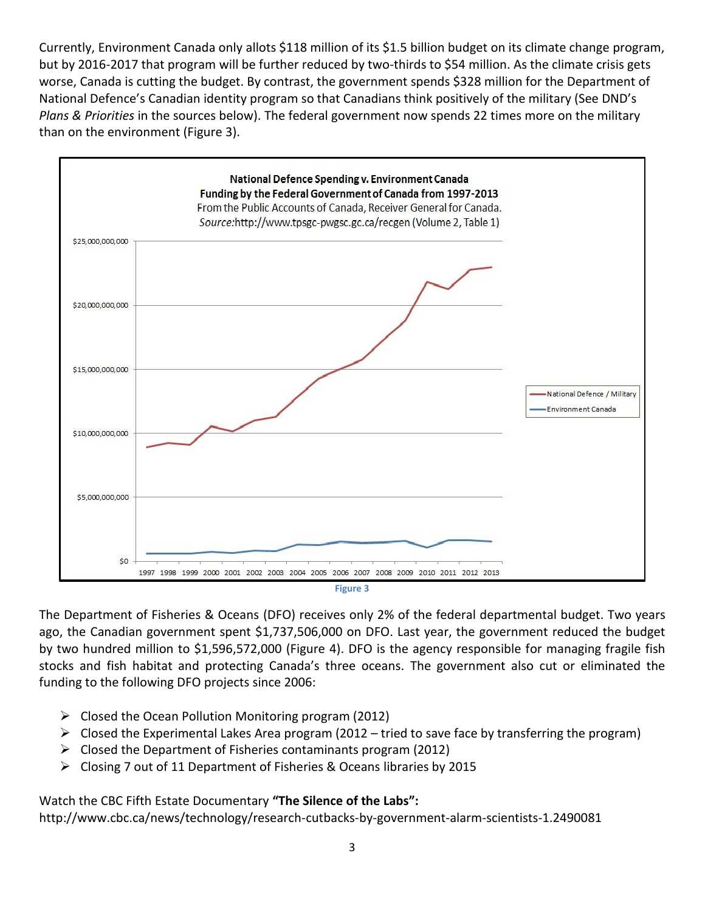Currently, Environment Canada only allots $118 million of its $1.5 billion budget on its climate change program, but by 2016-2017 that program will be further reduced by two-thirds to $54 million. As the climate crisis gets worse, Canada is cutting the budget. By contrast, the government spends $328 million for the Department of National Defence's Canadian identity program so that Canadians think positively of the military (See DND's *Plans & Priorities* in the sources below). The federal government now spends 22 times more on the military than on the environment (Figure 3).

**National Defence Spending v. Environment Canada Funding by the Federal Government of Canada from 1997-2013**
From the Public Accounts of Canada, Receiver General for Canada.
*Source:*http://www.tpsgc-pwgsc.gc.ca/recgen (Volume 2, Table 1)

Figure 3

The Department of Fisheries & Oceans (DFO) receives only 2% of the federal departmental budget. Two years ago, the Canadian government spent $1,737,506,000 on DFO. Last year, the government reduced the budget by two hundred million to $1,596,572,000 (Figure 4). DFO is the agency responsible for managing fragile fish stocks and fish habitat and protecting Canada's three oceans. The government also cut or eliminated the funding to the following DFO projects since 2006:

- Closed the Ocean Pollution Monitoring program (2012)
- Closed the Experimental Lakes Area program (2012 – tried to save face by transferring the program)
- Closed the Department of Fisheries contaminants program (2012)
- Closing 7 out of 11 Department of Fisheries & Oceans libraries by 2015

Watch the CBC Fifth Estate Documentary **"The Silence of the Labs":**
http://www.cbc.ca/news/technology/research-cutbacks-by-government-alarm-scientists-1.2490081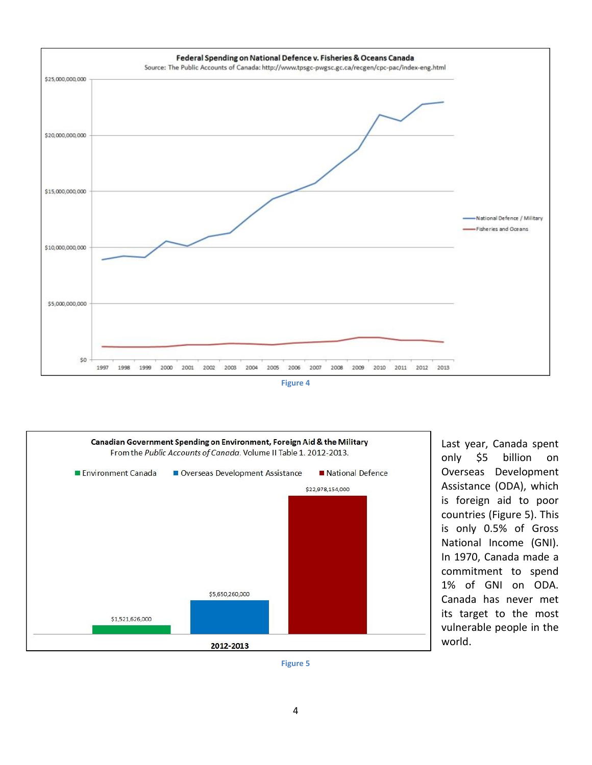**Federal Spending on National Defence v. Fisheries & Oceans Canada**

Source: The Public Accounts of Canada: http://www.tpsgc-pwgsc.gc.ca/recgen/cpc-pac/index-eng.html

Figure 4

**Canadian Government Spending on Environment, Foreign Aid & the Military**

From the *Public Accounts of Canada*. Volume II Table 1. 2012-2013.

| 2012-2013 | Amount |
|---|---|
| Environment Canada | $1,521,626,000 |
| Overseas Development Assistance | $5,650,260,000 |
| National Defence | $22,978,154,000 |

Figure 5

Last year, Canada spent only $5 billion on Overseas Development Assistance (ODA), which is foreign aid to poor countries (Figure 5). This is only 0.5% of Gross National Income (GNI). In 1970, Canada made a commitment to spend 1% of GNI on ODA. Canada has never met its target to the most vulnerable people in the world.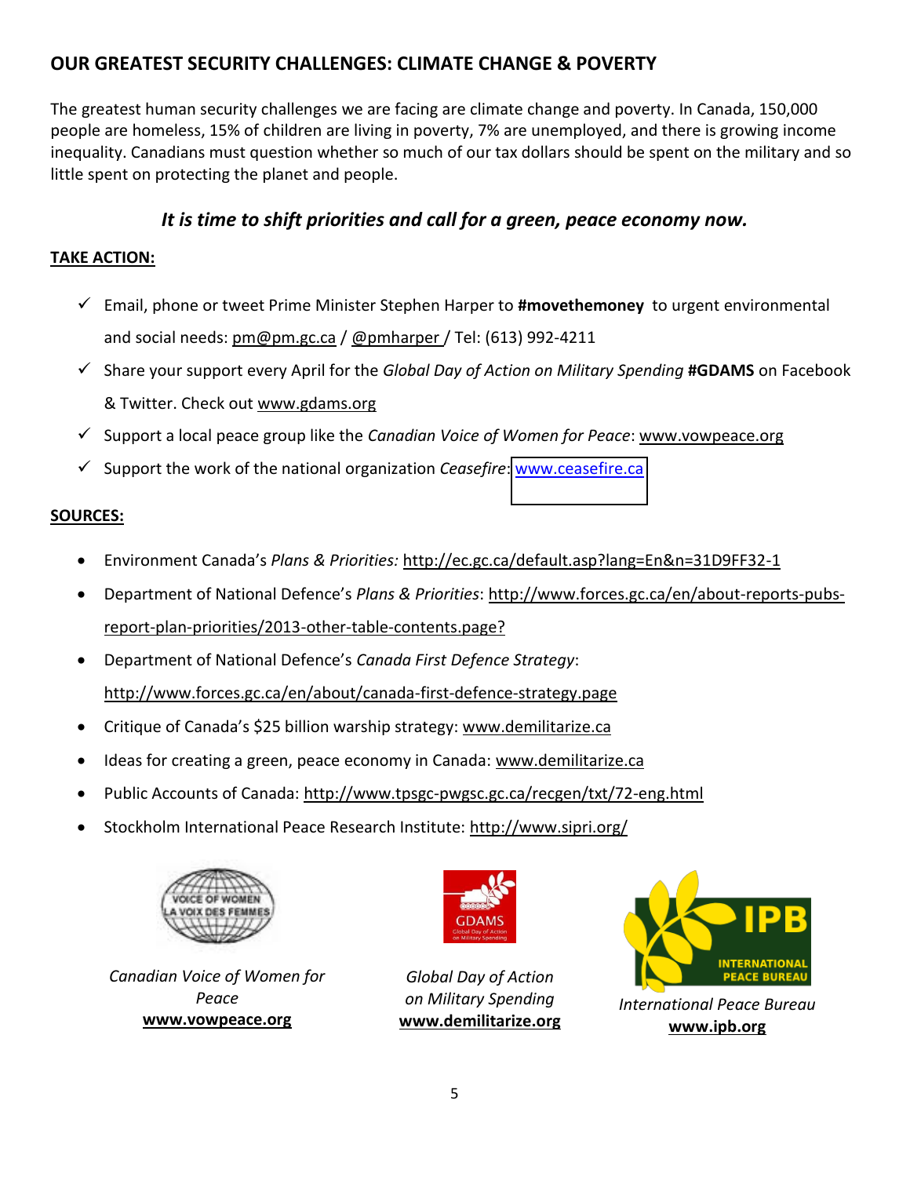## OUR GREATEST SECURITY CHALLENGES: CLIMATE CHANGE & POVERTY

The greatest human security challenges we are facing are climate change and poverty. In Canada, 150,000 people are homeless, 15% of children are living in poverty, 7% are unemployed, and there is growing income inequality. Canadians must question whether so much of our tax dollars should be spent on the military and so little spent on protecting the planet and people.

***It is time to shift priorities and call for a green, peace economy now.***

**TAKE ACTION:**

- ✓ Email, phone or tweet Prime Minister Stephen Harper to **#movethemoney** to urgent environmental and social needs: pm@pm.gc.ca / @pmharper / Tel: (613) 992-4211
- ✓ Share your support every April for the *Global Day of Action on Military Spending* **#GDAMS** on Facebook & Twitter. Check out www.gdams.org
- ✓ Support a local peace group like the *Canadian Voice of Women for Peace*: www.vowpeace.org
- ✓ Support the work of the national organization *Ceasefire*: www.ceasefire.ca

**SOURCES:**

- Environment Canada's *Plans & Priorities:* http://ec.gc.ca/default.asp?lang=En&n=31D9FF32-1
- Department of National Defence's *Plans & Priorities*: http://www.forces.gc.ca/en/about-reports-pubs-report-plan-priorities/2013-other-table-contents.page?
- Department of National Defence's *Canada First Defence Strategy*: http://www.forces.gc.ca/en/about/canada-first-defence-strategy.page
- Critique of Canada's $25 billion warship strategy: www.demilitarize.ca
- Ideas for creating a green, peace economy in Canada: www.demilitarize.ca
- Public Accounts of Canada: http://www.tpsgc-pwgsc.gc.ca/recgen/txt/72-eng.html
- Stockholm International Peace Research Institute: http://www.sipri.org/

*Canadian Voice of Women for Peace*
**www.vowpeace.org**

*Global Day of Action on Military Spending*
**www.demilitarize.org**

*International Peace Bureau*
**www.ipb.org**